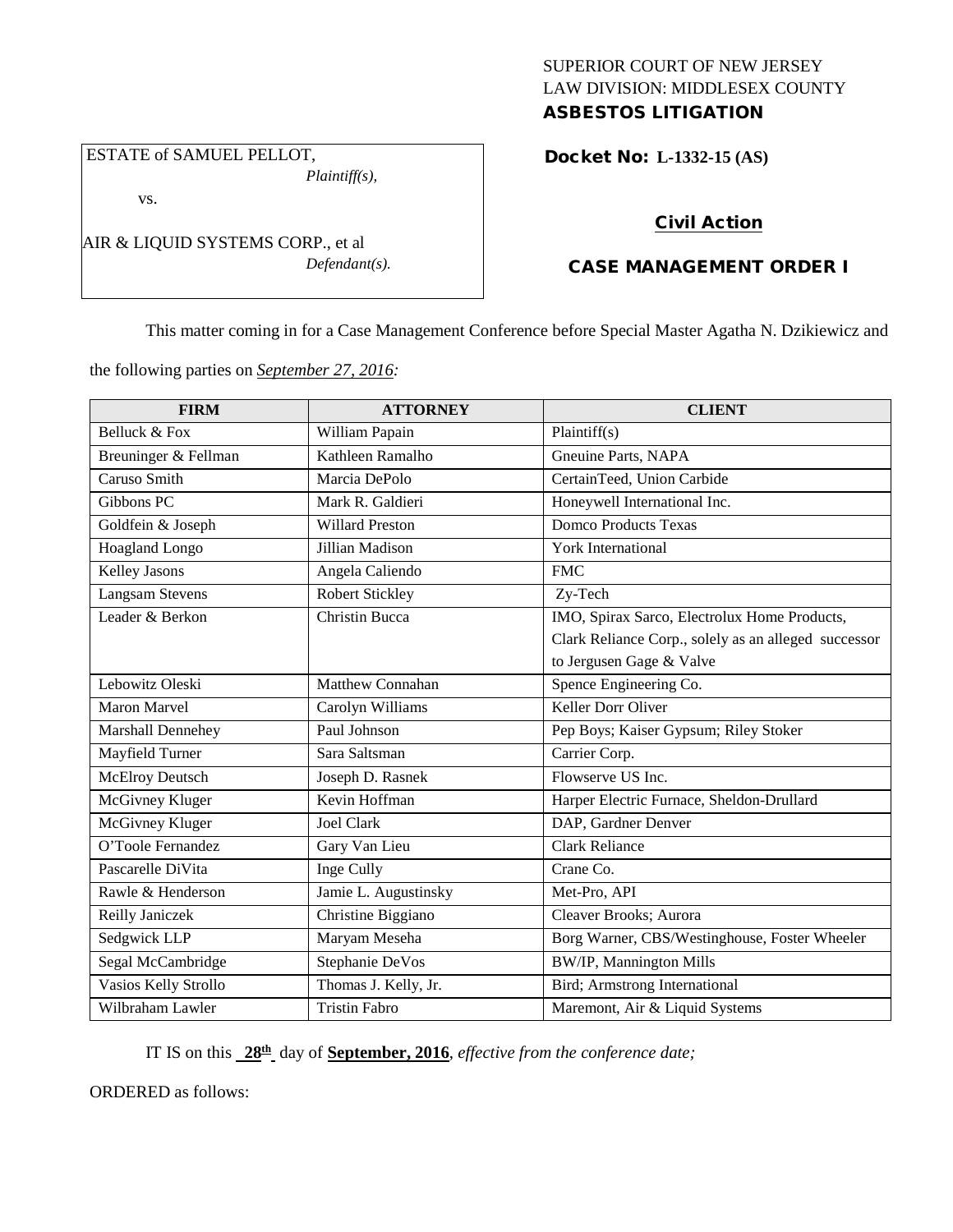SUPERIOR COURT OF NEW JERSEY
LAW DIVISION: MIDDLESEX COUNTY
**ASBESTOS LITIGATION**

ESTATE of SAMUEL PELLOT,
*Plaintiff(s),*

vs.

AIR & LIQUID SYSTEMS CORP., et al
*Defendant(s).*

**Docket No: L-1332-15 (AS)**

**Civil Action**

**CASE MANAGEMENT ORDER I**

This matter coming in for a Case Management Conference before Special Master Agatha N. Dzikiewicz and the following parties on *September 27, 2016:*

| FIRM | ATTORNEY | CLIENT |
|---|---|---|
| Belluck & Fox | William Papain | Plaintiff(s) |
| Breuninger & Fellman | Kathleen Ramalho | Gneuine Parts, NAPA |
| Caruso Smith | Marcia DePolo | CertainTeed, Union Carbide |
| Gibbons PC | Mark R. Galdieri | Honeywell International Inc. |
| Goldfein & Joseph | Willard Preston | Domco Products Texas |
| Hoagland Longo | Jillian Madison | York International |
| Kelley Jasons | Angela Caliendo | FMC |
| Langsam Stevens | Robert Stickley | Zy-Tech |
| Leader & Berkon | Christin Bucca | IMO, Spirax Sarco, Electrolux Home Products, Clark Reliance Corp., solely as an alleged successor to Jergusen Gage & Valve |
| Lebowitz Oleski | Matthew Connahan | Spence Engineering Co. |
| Maron Marvel | Carolyn Williams | Keller Dorr Oliver |
| Marshall Dennehey | Paul Johnson | Pep Boys; Kaiser Gypsum; Riley Stoker |
| Mayfield Turner | Sara Saltsman | Carrier Corp. |
| McElroy Deutsch | Joseph D. Rasnek | Flowserve US Inc. |
| McGivney Kluger | Kevin Hoffman | Harper Electric Furnace, Sheldon-Drullard |
| McGivney Kluger | Joel Clark | DAP, Gardner Denver |
| O'Toole Fernandez | Gary Van Lieu | Clark Reliance |
| Pascarelle DiVita | Inge Cully | Crane Co. |
| Rawle & Henderson | Jamie L. Augustinsky | Met-Pro, API |
| Reilly Janiczek | Christine Biggiano | Cleaver Brooks; Aurora |
| Sedgwick LLP | Maryam Meseha | Borg Warner, CBS/Westinghouse, Foster Wheeler |
| Segal McCambridge | Stephanie DeVos | BW/IP, Mannington Mills |
| Vasios Kelly Strollo | Thomas J. Kelly, Jr. | Bird; Armstrong International |
| Wilbraham Lawler | Tristin Fabro | Maremont, Air & Liquid Systems |

IT IS on this **28th** day of **September, 2016**, *effective from the conference date;*

ORDERED as follows: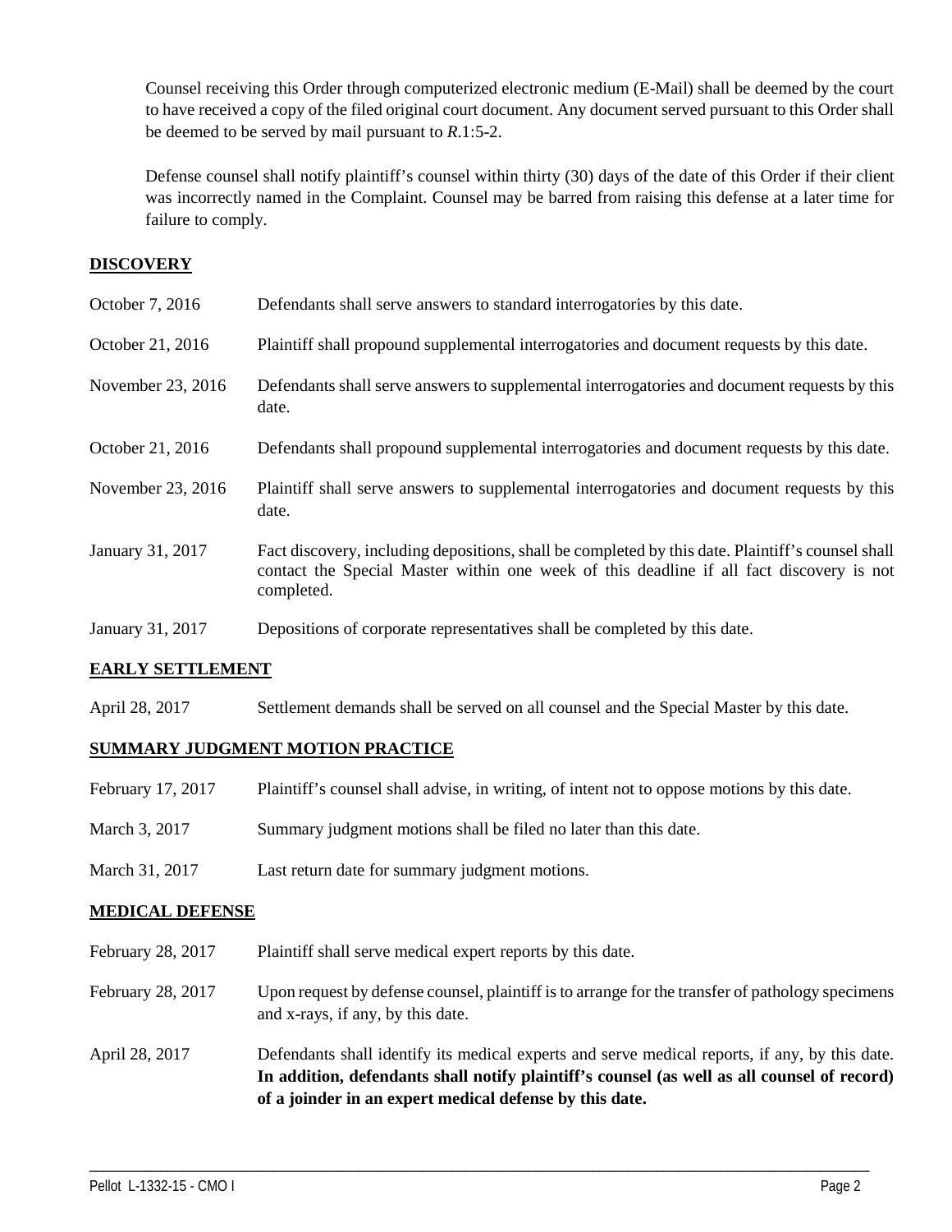Counsel receiving this Order through computerized electronic medium (E-Mail) shall be deemed by the court to have received a copy of the filed original court document. Any document served pursuant to this Order shall be deemed to be served by mail pursuant to *R*.1:5-2.

Defense counsel shall notify plaintiff's counsel within thirty (30) days of the date of this Order if their client was incorrectly named in the Complaint. Counsel may be barred from raising this defense at a later time for failure to comply.

## DISCOVERY

| | |
|---|---|
| October 7, 2016 | Defendants shall serve answers to standard interrogatories by this date. |
| October 21, 2016 | Plaintiff shall propound supplemental interrogatories and document requests by this date. |
| November 23, 2016 | Defendants shall serve answers to supplemental interrogatories and document requests by this date. |
| October 21, 2016 | Defendants shall propound supplemental interrogatories and document requests by this date. |
| November 23, 2016 | Plaintiff shall serve answers to supplemental interrogatories and document requests by this date. |
| January 31, 2017 | Fact discovery, including depositions, shall be completed by this date. Plaintiff's counsel shall contact the Special Master within one week of this deadline if all fact discovery is not completed. |
| January 31, 2017 | Depositions of corporate representatives shall be completed by this date. |

## EARLY SETTLEMENT

| | |
|---|---|
| April 28, 2017 | Settlement demands shall be served on all counsel and the Special Master by this date. |

## SUMMARY JUDGMENT MOTION PRACTICE

| | |
|---|---|
| February 17, 2017 | Plaintiff's counsel shall advise, in writing, of intent not to oppose motions by this date. |
| March 3, 2017 | Summary judgment motions shall be filed no later than this date. |
| March 31, 2017 | Last return date for summary judgment motions. |

## MEDICAL DEFENSE

| | |
|---|---|
| February 28, 2017 | Plaintiff shall serve medical expert reports by this date. |
| February 28, 2017 | Upon request by defense counsel, plaintiff is to arrange for the transfer of pathology specimens and x-rays, if any, by this date. |
| April 28, 2017 | Defendants shall identify its medical experts and serve medical reports, if any, by this date. **In addition, defendants shall notify plaintiff's counsel (as well as all counsel of record) of a joinder in an expert medical defense by this date.** |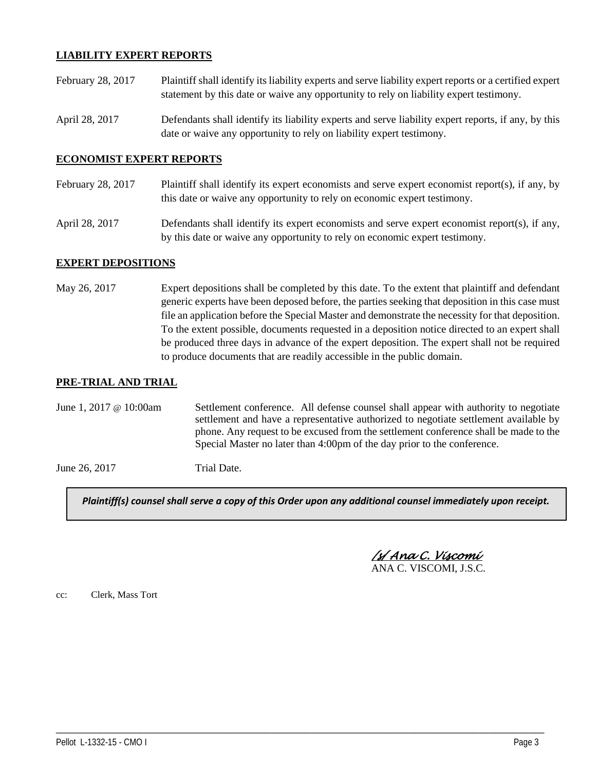## LIABILITY EXPERT REPORTS

| | |
|---|---|
| February 28, 2017 | Plaintiff shall identify its liability experts and serve liability expert reports or a certified expert statement by this date or waive any opportunity to rely on liability expert testimony. |
| April 28, 2017 | Defendants shall identify its liability experts and serve liability expert reports, if any, by this date or waive any opportunity to rely on liability expert testimony. |

## ECONOMIST EXPERT REPORTS

| | |
|---|---|
| February 28, 2017 | Plaintiff shall identify its expert economists and serve expert economist report(s), if any, by this date or waive any opportunity to rely on economic expert testimony. |
| April 28, 2017 | Defendants shall identify its expert economists and serve expert economist report(s), if any, by this date or waive any opportunity to rely on economic expert testimony. |

## EXPERT DEPOSITIONS

| | |
|---|---|
| May 26, 2017 | Expert depositions shall be completed by this date. To the extent that plaintiff and defendant generic experts have been deposed before, the parties seeking that deposition in this case must file an application before the Special Master and demonstrate the necessity for that deposition. To the extent possible, documents requested in a deposition notice directed to an expert shall be produced three days in advance of the expert deposition. The expert shall not be required to produce documents that are readily accessible in the public domain. |

## PRE-TRIAL AND TRIAL

| | |
|---|---|
| June 1, 2017 @ 10:00am | Settlement conference. All defense counsel shall appear with authority to negotiate settlement and have a representative authorized to negotiate settlement available by phone. Any request to be excused from the settlement conference shall be made to the Special Master no later than 4:00pm of the day prior to the conference. |
| June 26, 2017 | Trial Date. |

***Plaintiff(s) counsel shall serve a copy of this Order upon any additional counsel immediately upon receipt.***

*/s/ Ana C. Viscomi*
ANA C. VISCOMI, J.S.C.

cc: Clerk, Mass Tort